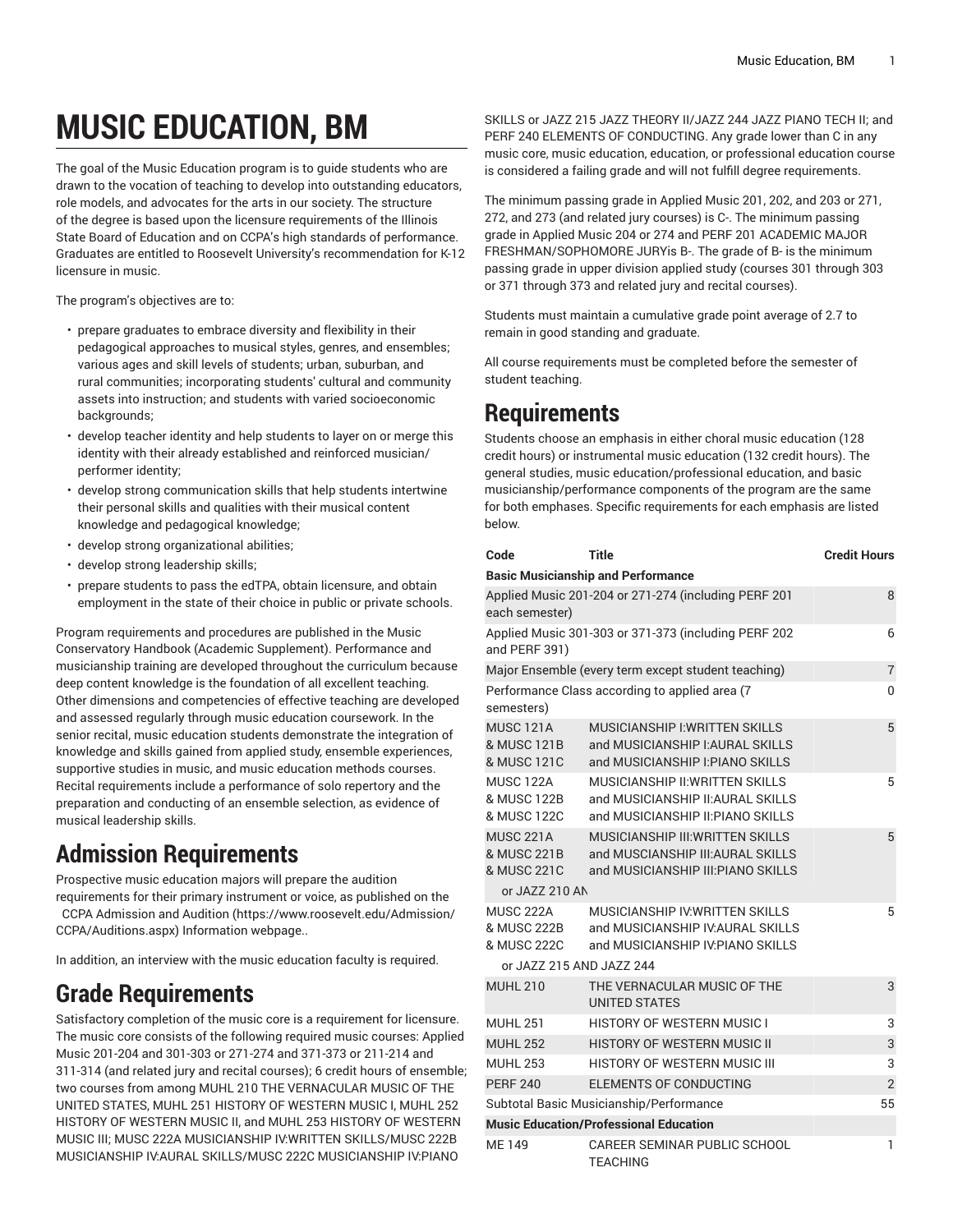# MUSIC EDUCATION, BM

The goal of the Music Education program is to guide students who are drawn to the vocation of teaching to develop into outstanding educators, role models, and advocates for the arts in our society. The structure of the degree is based upon the licensure requirements of the Illinois State Board of Education and on CCPA's high standards of performance. Graduates are entitled to Roosevelt University's recommendation for K-12 licensure in music.

The program's objectives are to:

- prepare graduates to embrace diversity and flexibility in their pedagogical approaches to musical styles, genres, and ensembles; various ages and skill levels of students; urban, suburban, and rural communities; incorporating students' cultural and community assets into instruction; and students with varied socioeconomic backgrounds;
- develop teacher identity and help students to layer on or merge this identity with their already established and reinforced musician/performer identity;
- develop strong communication skills that help students intertwine their personal skills and qualities with their musical content knowledge and pedagogical knowledge;
- develop strong organizational abilities;
- develop strong leadership skills;
- prepare students to pass the edTPA, obtain licensure, and obtain employment in the state of their choice in public or private schools.

Program requirements and procedures are published in the Music Conservatory Handbook (Academic Supplement). Performance and musicianship training are developed throughout the curriculum because deep content knowledge is the foundation of all excellent teaching. Other dimensions and competencies of effective teaching are developed and assessed regularly through music education coursework. In the senior recital, music education students demonstrate the integration of knowledge and skills gained from applied study, ensemble experiences, supportive studies in music, and music education methods courses. Recital requirements include a performance of solo repertory and the preparation and conducting of an ensemble selection, as evidence of musical leadership skills.

## Admission Requirements

Prospective music education majors will prepare the audition requirements for their primary instrument or voice, as published on the CCPA Admission and Audition (https://www.roosevelt.edu/Admission/CCPA/Auditions.aspx) Information webpage..

In addition, an interview with the music education faculty is required.

## Grade Requirements

Satisfactory completion of the music core is a requirement for licensure. The music core consists of the following required music courses: Applied Music 201-204 and 301-303 or 271-274 and 371-373 or 211-214 and 311-314 (and related jury and recital courses); 6 credit hours of ensemble; two courses from among MUHL 210 THE VERNACULAR MUSIC OF THE UNITED STATES, MUHL 251 HISTORY OF WESTERN MUSIC I, MUHL 252 HISTORY OF WESTERN MUSIC II, and MUHL 253 HISTORY OF WESTERN MUSIC III; MUSC 222A MUSICIANSHIP IV:WRITTEN SKILLS/MUSC 222B MUSICIANSHIP IV:AURAL SKILLS/MUSC 222C MUSICIANSHIP IV:PIANO SKILLS or JAZZ 215 JAZZ THEORY II/JAZZ 244 JAZZ PIANO TECH II; and PERF 240 ELEMENTS OF CONDUCTING. Any grade lower than C in any music core, music education, education, or professional education course is considered a failing grade and will not fulfill degree requirements.

The minimum passing grade in Applied Music 201, 202, and 203 or 271, 272, and 273 (and related jury courses) is C-. The minimum passing grade in Applied Music 204 or 274 and PERF 201 ACADEMIC MAJOR FRESHMAN/SOPHOMORE JURYis B-. The grade of B- is the minimum passing grade in upper division applied study (courses 301 through 303 or 371 through 373 and related jury and recital courses).

Students must maintain a cumulative grade point average of 2.7 to remain in good standing and graduate.

All course requirements must be completed before the semester of student teaching.

## Requirements

Students choose an emphasis in either choral music education (128 credit hours) or instrumental music education (132 credit hours). The general studies, music education/professional education, and basic musicianship/performance components of the program are the same for both emphases. Specific requirements for each emphasis are listed below.

| Code | Title | Credit Hours |
|---|---|---|
| **Basic Musicianship and Performance** | | |
| Applied Music 201-204 or 271-274 (including PERF 201 each semester) | | 8 |
| Applied Music 301-303 or 371-373 (including PERF 202 and PERF 391) | | 6 |
| Major Ensemble (every term except student teaching) | | 7 |
| Performance Class according to applied area (7 semesters) | | 0 |
| MUSC 121A & MUSC 121B & MUSC 121C | MUSICIANSHIP I:WRITTEN SKILLS and MUSICIANSHIP I:AURAL SKILLS and MUSICIANSHIP I:PIANO SKILLS | 5 |
| MUSC 122A & MUSC 122B & MUSC 122C | MUSICIANSHIP II:WRITTEN SKILLS and MUSICIANSHIP II:AURAL SKILLS and MUSICIANSHIP II:PIANO SKILLS | 5 |
| MUSC 221A & MUSC 221B & MUSC 221C | MUSICIANSHIP III:WRITTEN SKILLS and MUSCIANSHIP III:AURAL SKILLS and MUSICIANSHIP III:PIANO SKILLS | 5 |
| or JAZZ 210 AN | | |
| MUSC 222A & MUSC 222B & MUSC 222C | MUSICIANSHIP IV:WRITTEN SKILLS and MUSICIANSHIP IV:AURAL SKILLS and MUSICIANSHIP IV:PIANO SKILLS | 5 |
| or JAZZ 215 AND JAZZ 244 | | |
| MUHL 210 | THE VERNACULAR MUSIC OF THE UNITED STATES | 3 |
| MUHL 251 | HISTORY OF WESTERN MUSIC I | 3 |
| MUHL 252 | HISTORY OF WESTERN MUSIC II | 3 |
| MUHL 253 | HISTORY OF WESTERN MUSIC III | 3 |
| PERF 240 | ELEMENTS OF CONDUCTING | 2 |
| Subtotal Basic Musicianship/Performance | | 55 |
| **Music Education/Professional Education** | | |
| ME 149 | CAREER SEMINAR PUBLIC SCHOOL TEACHING | 1 |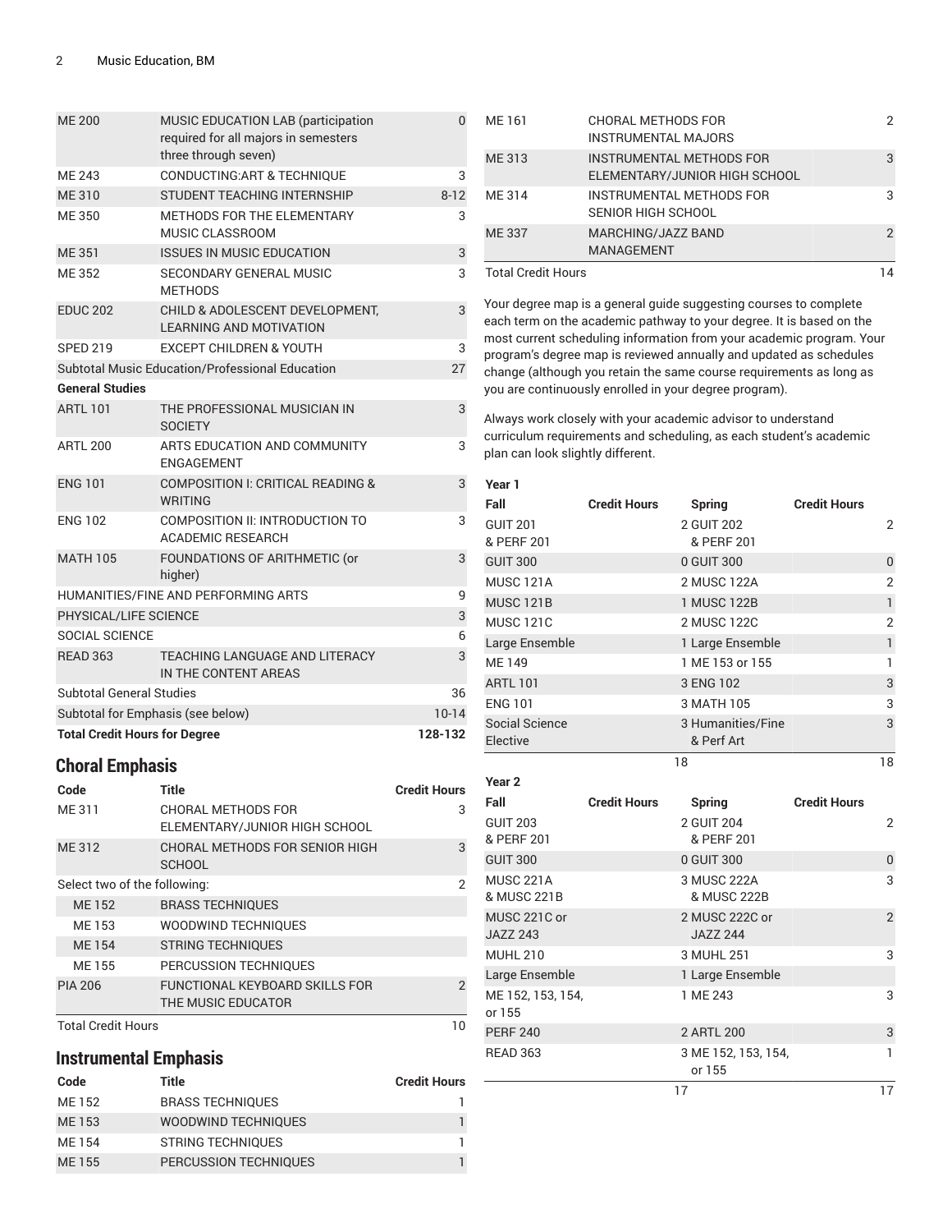| | | |
|---|---|---|
| ME 200 | MUSIC EDUCATION LAB (participation required for all majors in semesters three through seven) | 0 |
| ME 243 | CONDUCTING:ART & TECHNIQUE | 3 |
| ME 310 | STUDENT TEACHING INTERNSHIP | 8-12 |
| ME 350 | METHODS FOR THE ELEMENTARY MUSIC CLASSROOM | 3 |
| ME 351 | ISSUES IN MUSIC EDUCATION | 3 |
| ME 352 | SECONDARY GENERAL MUSIC METHODS | 3 |
| EDUC 202 | CHILD & ADOLESCENT DEVELOPMENT, LEARNING AND MOTIVATION | 3 |
| SPED 219 | EXCEPT CHILDREN & YOUTH | 3 |
| Subtotal Music Education/Professional Education | | 27 |
| **General Studies** | | |
| ARTL 101 | THE PROFESSIONAL MUSICIAN IN SOCIETY | 3 |
| ARTL 200 | ARTS EDUCATION AND COMMUNITY ENGAGEMENT | 3 |
| ENG 101 | COMPOSITION I: CRITICAL READING & WRITING | 3 |
| ENG 102 | COMPOSITION II: INTRODUCTION TO ACADEMIC RESEARCH | 3 |
| MATH 105 | FOUNDATIONS OF ARITHMETIC (or higher) | 3 |
| HUMANITIES/FINE AND PERFORMING ARTS | | 9 |
| PHYSICAL/LIFE SCIENCE | | 3 |
| SOCIAL SCIENCE | | 6 |
| READ 363 | TEACHING LANGUAGE AND LITERACY IN THE CONTENT AREAS | 3 |
| Subtotal General Studies | | 36 |
| Subtotal for Emphasis (see below) | | 10-14 |
| **Total Credit Hours for Degree** | | **128-132** |

## Choral Emphasis

| Code | Title | Credit Hours |
|---|---|---|
| ME 311 | CHORAL METHODS FOR ELEMENTARY/JUNIOR HIGH SCHOOL | 3 |
| ME 312 | CHORAL METHODS FOR SENIOR HIGH SCHOOL | 3 |
| Select two of the following: | | 2 |
| ME 152 | BRASS TECHNIQUES | |
| ME 153 | WOODWIND TECHNIQUES | |
| ME 154 | STRING TECHNIQUES | |
| ME 155 | PERCUSSION TECHNIQUES | |
| PIA 206 | FUNCTIONAL KEYBOARD SKILLS FOR THE MUSIC EDUCATOR | 2 |
| Total Credit Hours | | 10 |

## Instrumental Emphasis

| Code | Title | Credit Hours |
|---|---|---|
| ME 152 | BRASS TECHNIQUES | 1 |
| ME 153 | WOODWIND TECHNIQUES | 1 |
| ME 154 | STRING TECHNIQUES | 1 |
| ME 155 | PERCUSSION TECHNIQUES | 1 |
| ME 161 | CHORAL METHODS FOR INSTRUMENTAL MAJORS | 2 |
| ME 313 | INSTRUMENTAL METHODS FOR ELEMENTARY/JUNIOR HIGH SCHOOL | 3 |
| ME 314 | INSTRUMENTAL METHODS FOR SENIOR HIGH SCHOOL | 3 |
| ME 337 | MARCHING/JAZZ BAND MANAGEMENT | 2 |
| Total Credit Hours | | 14 |

Your degree map is a general guide suggesting courses to complete each term on the academic pathway to your degree. It is based on the most current scheduling information from your academic program. Your program's degree map is reviewed annually and updated as schedules change (although you retain the same course requirements as long as you are continuously enrolled in your degree program).

Always work closely with your academic advisor to understand curriculum requirements and scheduling, as each student's academic plan can look slightly different.

| Year 1 | | | |
|---|---|---|---|
| **Fall** | **Credit Hours** | **Spring** | **Credit Hours** |
| GUIT 201 & PERF 201 | 2 | GUIT 202 & PERF 201 | 2 |
| GUIT 300 | 0 | GUIT 300 | 0 |
| MUSC 121A | 2 | MUSC 122A | 2 |
| MUSC 121B | 1 | MUSC 122B | 1 |
| MUSC 121C | 2 | MUSC 122C | 2 |
| Large Ensemble | 1 | Large Ensemble | 1 |
| ME 149 | 1 | ME 153 or 155 | 1 |
| ARTL 101 | 3 | ENG 102 | 3 |
| ENG 101 | 3 | MATH 105 | 3 |
| Social Science Elective | 3 | Humanities/Fine & Perf Art | 3 |
| | 18 | | 18 |

| Year 2 | | | |
|---|---|---|---|
| **Fall** | **Credit Hours** | **Spring** | **Credit Hours** |
| GUIT 203 & PERF 201 | 2 | GUIT 204 & PERF 201 | 2 |
| GUIT 300 | 0 | GUIT 300 | 0 |
| MUSC 221A & MUSC 221B | 3 | MUSC 222A & MUSC 222B | 3 |
| MUSC 221C or JAZZ 243 | 2 | MUSC 222C or JAZZ 244 | 2 |
| MUHL 210 | 3 | MUHL 251 | 3 |
| Large Ensemble | 1 | Large Ensemble | |
| ME 152, 153, 154, or 155 | 1 | ME 243 | 3 |
| PERF 240 | 2 | ARTL 200 | 3 |
| READ 363 | 3 | ME 152, 153, 154, or 155 | 1 |
| | 17 | | 17 |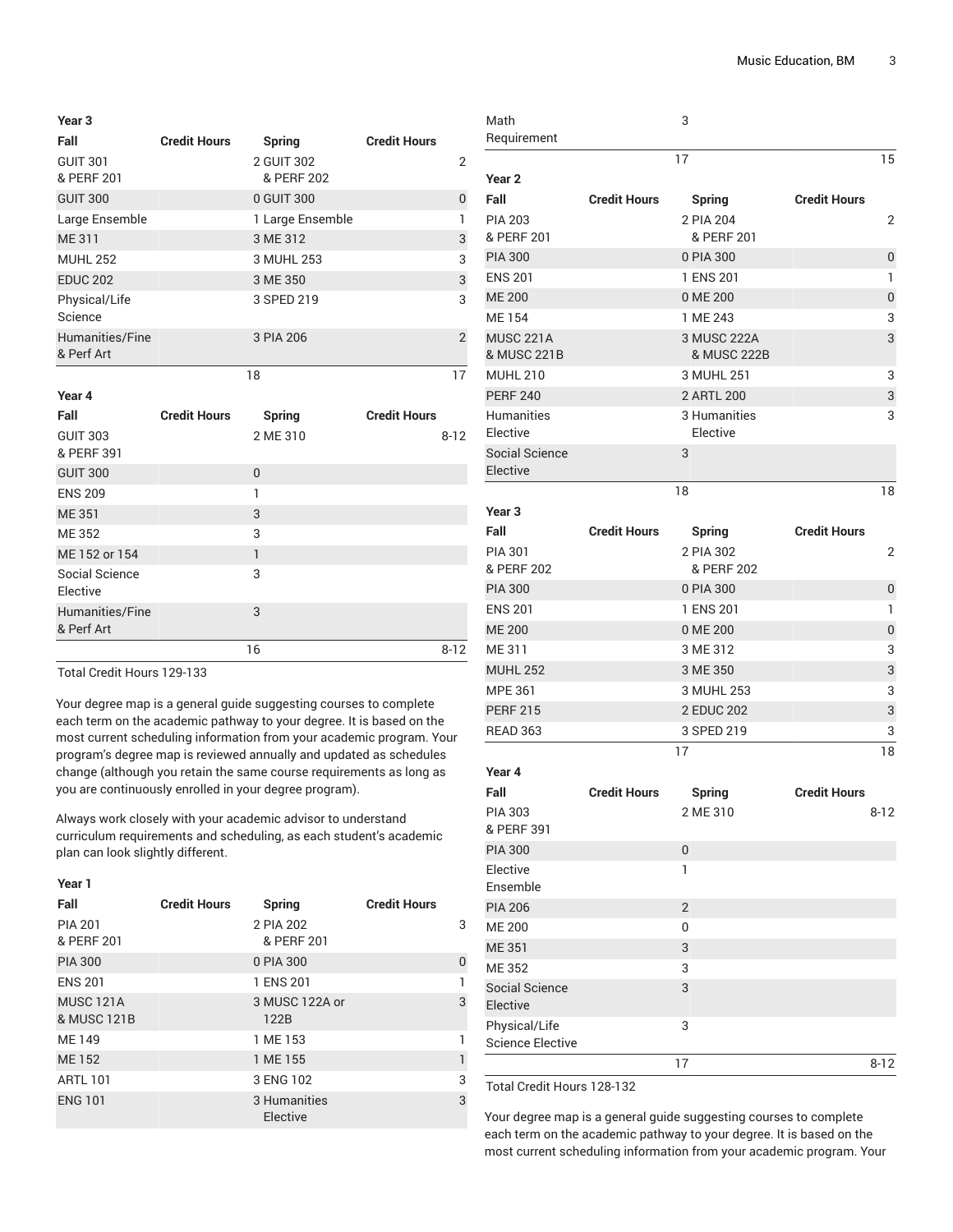**Year 3**

| Fall | Credit Hours | Spring | Credit Hours |
|---|---|---|---|
| GUIT 301<br>& PERF 201 | 2 | GUIT 302<br>& PERF 202 | 2 |
| GUIT 300 | 0 | GUIT 300 | 0 |
| Large Ensemble | 1 | Large Ensemble | 1 |
| ME 311 | 3 | ME 312 | 3 |
| MUHL 252 | 3 | MUHL 253 | 3 |
| EDUC 202 | 3 | ME 350 | 3 |
| Physical/Life Science | 3 | SPED 219 | 3 |
| Humanities/Fine & Perf Art | 3 | PIA 206 | 2 |
| | 18 | | 17 |

**Year 4**

| Fall | Credit Hours | Spring | Credit Hours |
|---|---|---|---|
| GUIT 303<br>& PERF 391 | 2 | ME 310 | 8-12 |
| GUIT 300 | 0 | | |
| ENS 209 | 1 | | |
| ME 351 | 3 | | |
| ME 352 | 3 | | |
| ME 152 or 154 | 1 | | |
| Social Science Elective | 3 | | |
| Humanities/Fine & Perf Art | 3 | | |
| | 16 | | 8-12 |

Total Credit Hours 129-133

Your degree map is a general guide suggesting courses to complete each term on the academic pathway to your degree. It is based on the most current scheduling information from your academic program. Your program's degree map is reviewed annually and updated as schedules change (although you retain the same course requirements as long as you are continuously enrolled in your degree program).

Always work closely with your academic advisor to understand curriculum requirements and scheduling, as each student's academic plan can look slightly different.

**Year 1**

| Fall | Credit Hours | Spring | Credit Hours |
|---|---|---|---|
| PIA 201<br>& PERF 201 | 2 | PIA 202<br>& PERF 201 | 3 |
| PIA 300 | 0 | PIA 300 | 0 |
| ENS 201 | 1 | ENS 201 | 1 |
| MUSC 121A<br>& MUSC 121B | 3 | MUSC 122A or 122B | 3 |
| ME 149 | 1 | ME 153 | 1 |
| ME 152 | 1 | ME 155 | 1 |
| ARTL 101 | 3 | ENG 102 | 3 |
| ENG 101 | 3 | Humanities Elective | 3 |
| Math Requirement | 3 | | |
| | 17 | | 15 |

**Year 2**

| Fall | Credit Hours | Spring | Credit Hours |
|---|---|---|---|
| PIA 203<br>& PERF 201 | 2 | PIA 204<br>& PERF 201 | 2 |
| PIA 300 | 0 | PIA 300 | 0 |
| ENS 201 | 1 | ENS 201 | 1 |
| ME 200 | 0 | ME 200 | 0 |
| ME 154 | 1 | ME 243 | 3 |
| MUSC 221A<br>& MUSC 221B | 3 | MUSC 222A<br>& MUSC 222B | 3 |
| MUHL 210 | 3 | MUHL 251 | 3 |
| PERF 240 | 2 | ARTL 200 | 3 |
| Humanities Elective | 3 | Humanities Elective | 3 |
| Social Science Elective | 3 | | |
| | 18 | | 18 |

**Year 3**

| Fall | Credit Hours | Spring | Credit Hours |
|---|---|---|---|
| PIA 301<br>& PERF 202 | 2 | PIA 302<br>& PERF 202 | 2 |
| PIA 300 | 0 | PIA 300 | 0 |
| ENS 201 | 1 | ENS 201 | 1 |
| ME 200 | 0 | ME 200 | 0 |
| ME 311 | 3 | ME 312 | 3 |
| MUHL 252 | 3 | ME 350 | 3 |
| MPE 361 | 3 | MUHL 253 | 3 |
| PERF 215 | 2 | EDUC 202 | 3 |
| READ 363 | 3 | SPED 219 | 3 |
| | 17 | | 18 |

**Year 4**

| Fall | Credit Hours | Spring | Credit Hours |
|---|---|---|---|
| PIA 303<br>& PERF 391 | 2 | ME 310 | 8-12 |
| PIA 300 | 0 | | |
| Elective Ensemble | 1 | | |
| PIA 206 | 2 | | |
| ME 200 | 0 | | |
| ME 351 | 3 | | |
| ME 352 | 3 | | |
| Social Science Elective | 3 | | |
| Physical/Life Science Elective | 3 | | |
| | 17 | | 8-12 |

Total Credit Hours 128-132

Your degree map is a general guide suggesting courses to complete each term on the academic pathway to your degree. It is based on the most current scheduling information from your academic program. Your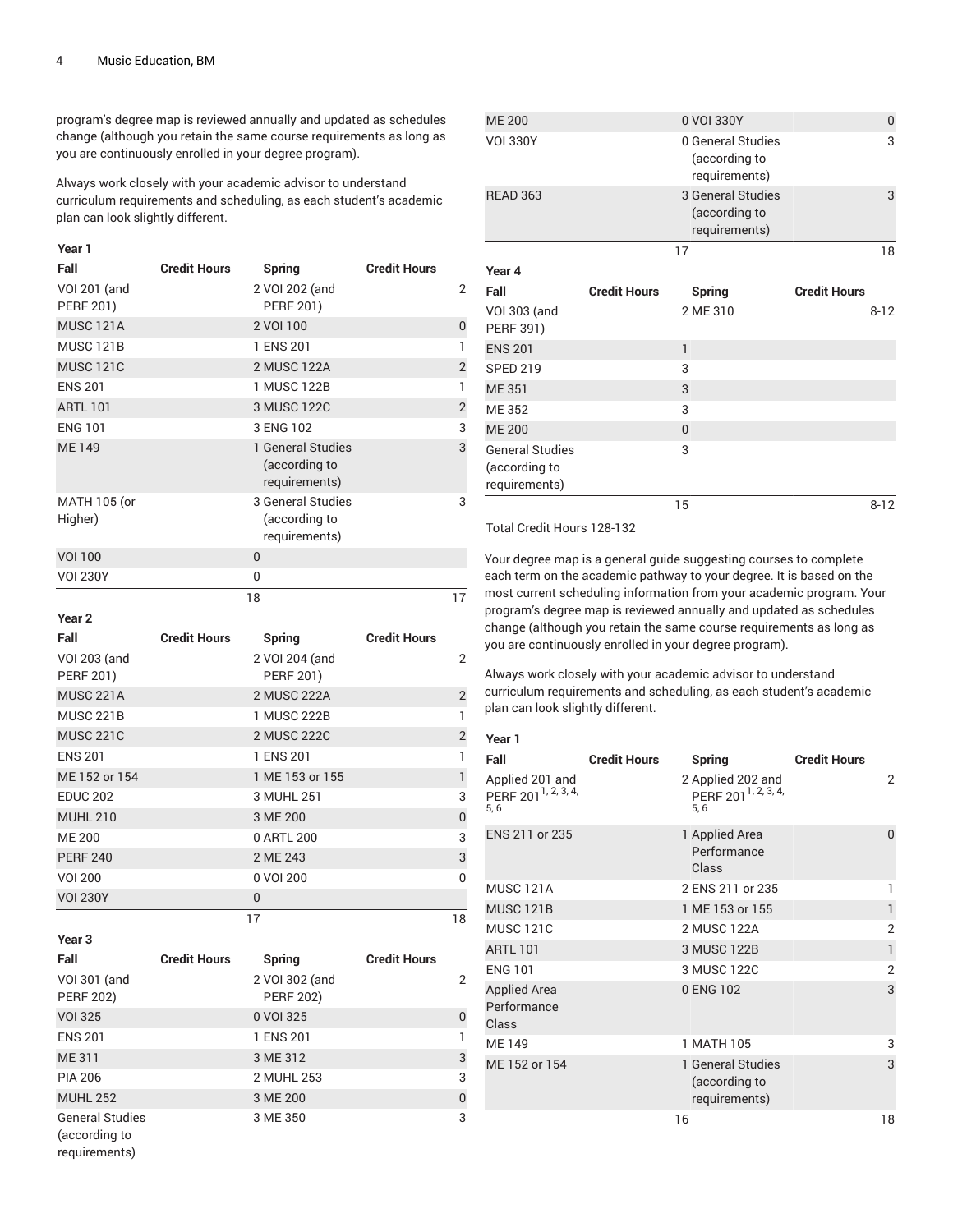program's degree map is reviewed annually and updated as schedules change (although you retain the same course requirements as long as you are continuously enrolled in your degree program).

Always work closely with your academic advisor to understand curriculum requirements and scheduling, as each student's academic plan can look slightly different.

| Year 1 | | | |
|---|---|---|---|
| Fall | Credit Hours | Spring | Credit Hours |
| VOI 201 (and PERF 201) | 2 | VOI 202 (and PERF 201) | 2 |
| MUSC 121A | 2 | VOI 100 | 0 |
| MUSC 121B | 1 | ENS 201 | 1 |
| MUSC 121C | 2 | MUSC 122A | 2 |
| ENS 201 | 1 | MUSC 122B | 1 |
| ARTL 101 | 3 | MUSC 122C | 2 |
| ENG 101 | 3 | ENG 102 | 3 |
| ME 149 | 1 | General Studies (according to requirements) | 3 |
| MATH 105 (or Higher) | 3 | General Studies (according to requirements) | 3 |
| VOI 100 | 0 | | |
| VOI 230Y | 0 | | |
| | 18 | | 17 |

| Year 2 | | | |
|---|---|---|---|
| Fall | Credit Hours | Spring | Credit Hours |
| VOI 203 (and PERF 201) | 2 | VOI 204 (and PERF 201) | 2 |
| MUSC 221A | 2 | MUSC 222A | 2 |
| MUSC 221B | 1 | MUSC 222B | 1 |
| MUSC 221C | 2 | MUSC 222C | 2 |
| ENS 201 | 1 | ENS 201 | 1 |
| ME 152 or 154 | 1 | ME 153 or 155 | 1 |
| EDUC 202 | 3 | MUHL 251 | 3 |
| MUHL 210 | 3 | ME 200 | 0 |
| ME 200 | 0 | ARTL 200 | 3 |
| PERF 240 | 2 | ME 243 | 3 |
| VOI 200 | 0 | VOI 200 | 0 |
| VOI 230Y | 0 | | |
| | 17 | | 18 |

| Year 3 | | | |
|---|---|---|---|
| Fall | Credit Hours | Spring | Credit Hours |
| VOI 301 (and PERF 202) | 2 | VOI 302 (and PERF 202) | 2 |
| VOI 325 | 0 | VOI 325 | 0 |
| ENS 201 | 1 | ENS 201 | 1 |
| ME 311 | 3 | ME 312 | 3 |
| PIA 206 | 2 | MUHL 253 | 3 |
| MUHL 252 | 3 | ME 200 | 0 |
| General Studies (according to requirements) | 3 | ME 350 | 3 |
| ME 200 | 0 | VOI 330Y | 0 |
| VOI 330Y | 0 | General Studies (according to requirements) | 3 |
| READ 363 | 3 | General Studies (according to requirements) | 3 |
| | 17 | | 18 |

| Year 4 | | | |
|---|---|---|---|
| Fall | Credit Hours | Spring | Credit Hours |
| VOI 303 (and PERF 391) | 2 | ME 310 | 8-12 |
| ENS 201 | 1 | | |
| SPED 219 | 3 | | |
| ME 351 | 3 | | |
| ME 352 | 3 | | |
| ME 200 | 0 | | |
| General Studies (according to requirements) | 3 | | |
| | 15 | | 8-12 |

Total Credit Hours 128-132

Your degree map is a general guide suggesting courses to complete each term on the academic pathway to your degree. It is based on the most current scheduling information from your academic program. Your program's degree map is reviewed annually and updated as schedules change (although you retain the same course requirements as long as you are continuously enrolled in your degree program).

Always work closely with your academic advisor to understand curriculum requirements and scheduling, as each student's academic plan can look slightly different.

| Year 1 | | | |
|---|---|---|---|
| Fall | Credit Hours | Spring | Credit Hours |
| Applied 201 and PERF 201 [1, 2, 3, 4, 5, 6] | 2 | Applied 202 and PERF 201 [1, 2, 3, 4, 5, 6] | 2 |
| ENS 211 or 235 | 1 | Applied Area Performance Class | 0 |
| MUSC 121A | 2 | ENS 211 or 235 | 1 |
| MUSC 121B | 1 | ME 153 or 155 | 1 |
| MUSC 121C | 2 | MUSC 122A | 2 |
| ARTL 101 | 3 | MUSC 122B | 1 |
| ENG 101 | 3 | MUSC 122C | 2 |
| Applied Area Performance Class | 0 | ENG 102 | 3 |
| ME 149 | 1 | MATH 105 | 3 |
| ME 152 or 154 | 1 | General Studies (according to requirements) | 3 |
| | 16 | | 18 |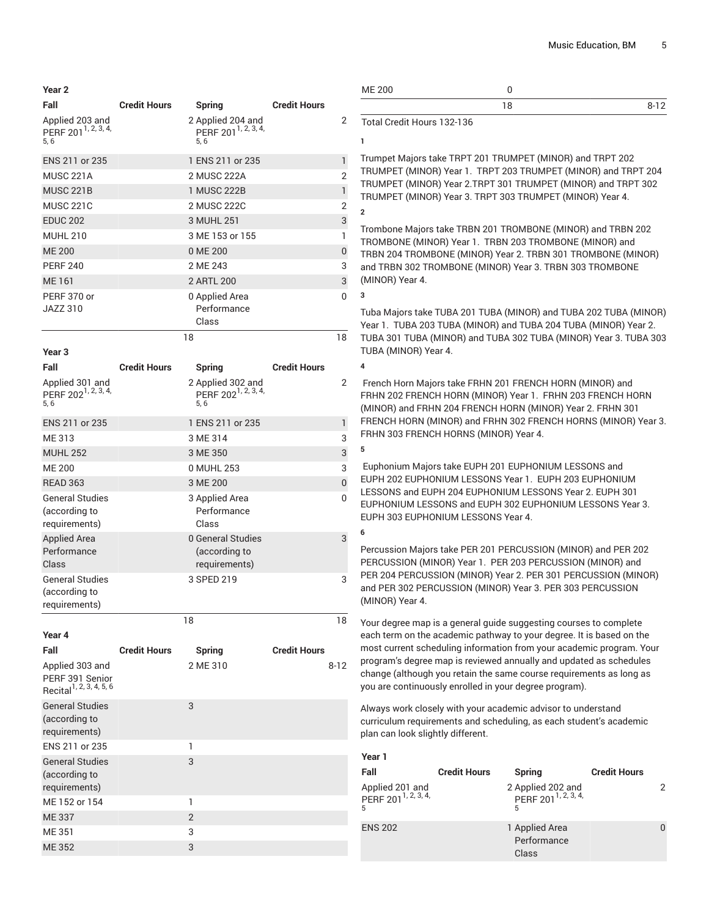### Year 2

| Fall | Credit Hours | Spring | Credit Hours |
| --- | --- | --- | --- |
| Applied 203 and PERF 201[1, 2, 3, 4, 5, 6] | 2 | Applied 204 and PERF 201[1, 2, 3, 4, 5, 6] | 2 |
| ENS 211 or 235 | 1 | ENS 211 or 235 | 1 |
| MUSC 221A | 2 | MUSC 222A | 2 |
| MUSC 221B | 1 | MUSC 222B | 1 |
| MUSC 221C | 2 | MUSC 222C | 2 |
| EDUC 202 | 3 | MUHL 251 | 3 |
| MUHL 210 | 3 | ME 153 or 155 | 1 |
| ME 200 | 0 | ME 200 | 0 |
| PERF 240 | 2 | ME 243 | 3 |
| ME 161 | 2 | ARTL 200 | 3 |
| PERF 370 or JAZZ 310 | 0 | Applied Area Performance Class | 0 |
| | 18 | | 18 |

### Year 3

| Fall | Credit Hours | Spring | Credit Hours |
| --- | --- | --- | --- |
| Applied 301 and PERF 202[1, 2, 3, 4, 5, 6] | 2 | Applied 302 and PERF 202[1, 2, 3, 4, 5, 6] | 2 |
| ENS 211 or 235 | 1 | ENS 211 or 235 | 1 |
| ME 313 | 3 | ME 314 | 3 |
| MUHL 252 | 3 | ME 350 | 3 |
| ME 200 | 0 | MUHL 253 | 3 |
| READ 363 | 3 | ME 200 | 0 |
| General Studies (according to requirements) | 3 | Applied Area Performance Class | 0 |
| Applied Area Performance Class | 0 | General Studies (according to requirements) | 3 |
| General Studies (according to requirements) | 3 | SPED 219 | 3 |
| | 18 | | 18 |

### Year 4

| Fall | Credit Hours | Spring | Credit Hours |
| --- | --- | --- | --- |
| Applied 303 and PERF 391 Senior Recital[1, 2, 3, 4, 5, 6] | 2 | ME 310 | 8-12 |
| General Studies (according to requirements) | 3 | | |
| ENS 211 or 235 | 1 | | |
| General Studies (according to requirements) | 3 | | |
| ME 152 or 154 | 1 | | |
| ME 337 | 2 | | |
| ME 351 | 3 | | |
| ME 352 | 3 | | |
| ME 200 | 0 | | |
| | 18 | | 8-12 |

Total Credit Hours 132-136

1

Trumpet Majors take TRPT 201 TRUMPET (MINOR) and TRPT 202 TRUMPET (MINOR) Year 1. TRPT 203 TRUMPET (MINOR) and TRPT 204 TRUMPET (MINOR) Year 2.TRPT 301 TRUMPET (MINOR) and TRPT 302 TRUMPET (MINOR) Year 3. TRPT 303 TRUMPET (MINOR) Year 4.

2

Trombone Majors take TRBN 201 TROMBONE (MINOR) and TRBN 202 TROMBONE (MINOR) Year 1. TRBN 203 TROMBONE (MINOR) and TRBN 204 TROMBONE (MINOR) Year 2. TRBN 301 TROMBONE (MINOR) and TRBN 302 TROMBONE (MINOR) Year 3. TRBN 303 TROMBONE (MINOR) Year 4.

3

Tuba Majors take TUBA 201 TUBA (MINOR) and TUBA 202 TUBA (MINOR) Year 1. TUBA 203 TUBA (MINOR) and TUBA 204 TUBA (MINOR) Year 2. TUBA 301 TUBA (MINOR) and TUBA 302 TUBA (MINOR) Year 3. TUBA 303 TUBA (MINOR) Year 4.

4

French Horn Majors take FRHN 201 FRENCH HORN (MINOR) and FRHN 202 FRENCH HORN (MINOR) Year 1. FRHN 203 FRENCH HORN (MINOR) and FRHN 204 FRENCH HORN (MINOR) Year 2. FRHN 301 FRENCH HORN (MINOR) and FRHN 302 FRENCH HORNS (MINOR) Year 3. FRHN 303 FRENCH HORNS (MINOR) Year 4.

5

Euphonium Majors take EUPH 201 EUPHONIUM LESSONS and EUPH 202 EUPHONIUM LESSONS Year 1. EUPH 203 EUPHONIUM LESSONS and EUPH 204 EUPHONIUM LESSONS Year 2. EUPH 301 EUPHONIUM LESSONS and EUPH 302 EUPHONIUM LESSONS Year 3. EUPH 303 EUPHONIUM LESSONS Year 4.

6

Percussion Majors take PER 201 PERCUSSION (MINOR) and PER 202 PERCUSSION (MINOR) Year 1. PER 203 PERCUSSION (MINOR) and PER 204 PERCUSSION (MINOR) Year 2. PER 301 PERCUSSION (MINOR) and PER 302 PERCUSSION (MINOR) Year 3. PER 303 PERCUSSION (MINOR) Year 4.

Your degree map is a general guide suggesting courses to complete each term on the academic pathway to your degree. It is based on the most current scheduling information from your academic program. Your program's degree map is reviewed annually and updated as schedules change (although you retain the same course requirements as long as you are continuously enrolled in your degree program).

Always work closely with your academic advisor to understand curriculum requirements and scheduling, as each student's academic plan can look slightly different.

### Year 1

| Fall | Credit Hours | Spring | Credit Hours |
| --- | --- | --- | --- |
| Applied 201 and PERF 201[1, 2, 3, 4, 5] | 2 | Applied 202 and PERF 201[1, 2, 3, 4, 5] | 2 |
| ENS 202 | 1 | Applied Area Performance Class | 0 |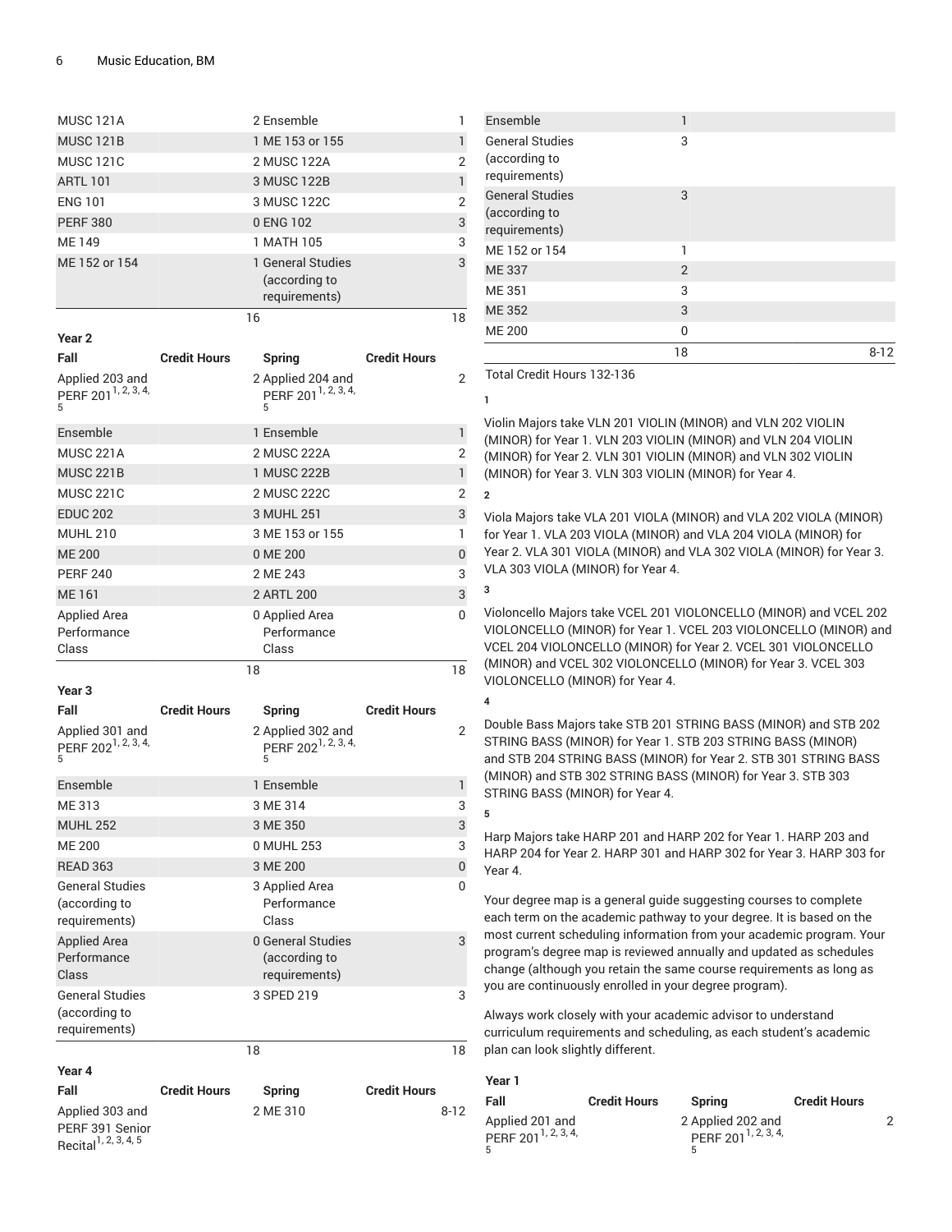| Fall | Credit Hours | Spring | Credit Hours |
|---|---|---|---|
| MUSC 121A | 2 | Ensemble | 1 |
| MUSC 121B | 1 | ME 153 or 155 | 1 |
| MUSC 121C | 2 | MUSC 122A | 2 |
| ARTL 101 | 3 | MUSC 122B | 1 |
| ENG 101 | 3 | MUSC 122C | 2 |
| PERF 380 | 0 | ENG 102 | 3 |
| ME 149 | 1 | MATH 105 | 3 |
| ME 152 or 154 | 1 | General Studies (according to requirements) | 3 |
| | 16 | | 18 |

**Year 2**

| Fall | Credit Hours | Spring | Credit Hours |
|---|---|---|---|
| Applied 203 and PERF 201[1, 2, 3, 4, 5] | 2 | Applied 204 and PERF 201[1, 2, 3, 4, 5] | 2 |
| Ensemble | 1 | Ensemble | 1 |
| MUSC 221A | 2 | MUSC 222A | 2 |
| MUSC 221B | 1 | MUSC 222B | 1 |
| MUSC 221C | 2 | MUSC 222C | 2 |
| EDUC 202 | 3 | MUHL 251 | 3 |
| MUHL 210 | 3 | ME 153 or 155 | 1 |
| ME 200 | 0 | ME 200 | 0 |
| PERF 240 | 2 | ME 243 | 3 |
| ME 161 | 2 | ARTL 200 | 3 |
| Applied Area Performance Class | 0 | Applied Area Performance Class | 0 |
| | 18 | | 18 |

**Year 3**

| Fall | Credit Hours | Spring | Credit Hours |
|---|---|---|---|
| Applied 301 and PERF 202[1, 2, 3, 4, 5] | 2 | Applied 302 and PERF 202[1, 2, 3, 4, 5] | 2 |
| Ensemble | 1 | Ensemble | 1 |
| ME 313 | 3 | ME 314 | 3 |
| MUHL 252 | 3 | ME 350 | 3 |
| ME 200 | 0 | MUHL 253 | 3 |
| READ 363 | 3 | ME 200 | 0 |
| General Studies (according to requirements) | 3 | Applied Area Performance Class | 0 |
| Applied Area Performance Class | 0 | General Studies (according to requirements) | 3 |
| General Studies (according to requirements) | 3 | SPED 219 | 3 |
| | 18 | | 18 |

**Year 4**

| Fall | Credit Hours | Spring | Credit Hours |
|---|---|---|---|
| Applied 303 and PERF 391 Senior Recital[1, 2, 3, 4, 5] | 2 | ME 310 | 8-12 |
| Ensemble | 1 | | |
| General Studies (according to requirements) | 3 | | |
| General Studies (according to requirements) | 3 | | |
| ME 152 or 154 | 1 | | |
| ME 337 | 2 | | |
| ME 351 | 3 | | |
| ME 352 | 3 | | |
| ME 200 | 0 | | |
| | 18 | | 8-12 |

Total Credit Hours 132-136

1

Violin Majors take VLN 201 VIOLIN (MINOR) and VLN 202 VIOLIN (MINOR) for Year 1. VLN 203 VIOLIN (MINOR) and VLN 204 VIOLIN (MINOR) for Year 2. VLN 301 VIOLIN (MINOR) and VLN 302 VIOLIN (MINOR) for Year 3. VLN 303 VIOLIN (MINOR) for Year 4.

2

Viola Majors take VLA 201 VIOLA (MINOR) and VLA 202 VIOLA (MINOR) for Year 1. VLA 203 VIOLA (MINOR) and VLA 204 VIOLA (MINOR) for Year 2. VLA 301 VIOLA (MINOR) and VLA 302 VIOLA (MINOR) for Year 3. VLA 303 VIOLA (MINOR) for Year 4.

3

Violoncello Majors take VCEL 201 VIOLONCELLO (MINOR) and VCEL 202 VIOLONCELLO (MINOR) for Year 1. VCEL 203 VIOLONCELLO (MINOR) and VCEL 204 VIOLONCELLO (MINOR) for Year 2. VCEL 301 VIOLONCELLO (MINOR) and VCEL 302 VIOLONCELLO (MINOR) for Year 3. VCEL 303 VIOLONCELLO (MINOR) for Year 4.

4

Double Bass Majors take STB 201 STRING BASS (MINOR) and STB 202 STRING BASS (MINOR) for Year 1. STB 203 STRING BASS (MINOR) and STB 204 STRING BASS (MINOR) for Year 2. STB 301 STRING BASS (MINOR) and STB 302 STRING BASS (MINOR) for Year 3. STB 303 STRING BASS (MINOR) for Year 4.

5

Harp Majors take HARP 201 and HARP 202 for Year 1. HARP 203 and HARP 204 for Year 2. HARP 301 and HARP 302 for Year 3. HARP 303 for Year 4.

Your degree map is a general guide suggesting courses to complete each term on the academic pathway to your degree. It is based on the most current scheduling information from your academic program. Your program's degree map is reviewed annually and updated as schedules change (although you retain the same course requirements as long as you are continuously enrolled in your degree program).

Always work closely with your academic advisor to understand curriculum requirements and scheduling, as each student's academic plan can look slightly different.

**Year 1**

| Fall | Credit Hours | Spring | Credit Hours |
|---|---|---|---|
| Applied 201 and PERF 201[1, 2, 3, 4, 5] | 2 | Applied 202 and PERF 201[1, 2, 3, 4, 5] | 2 |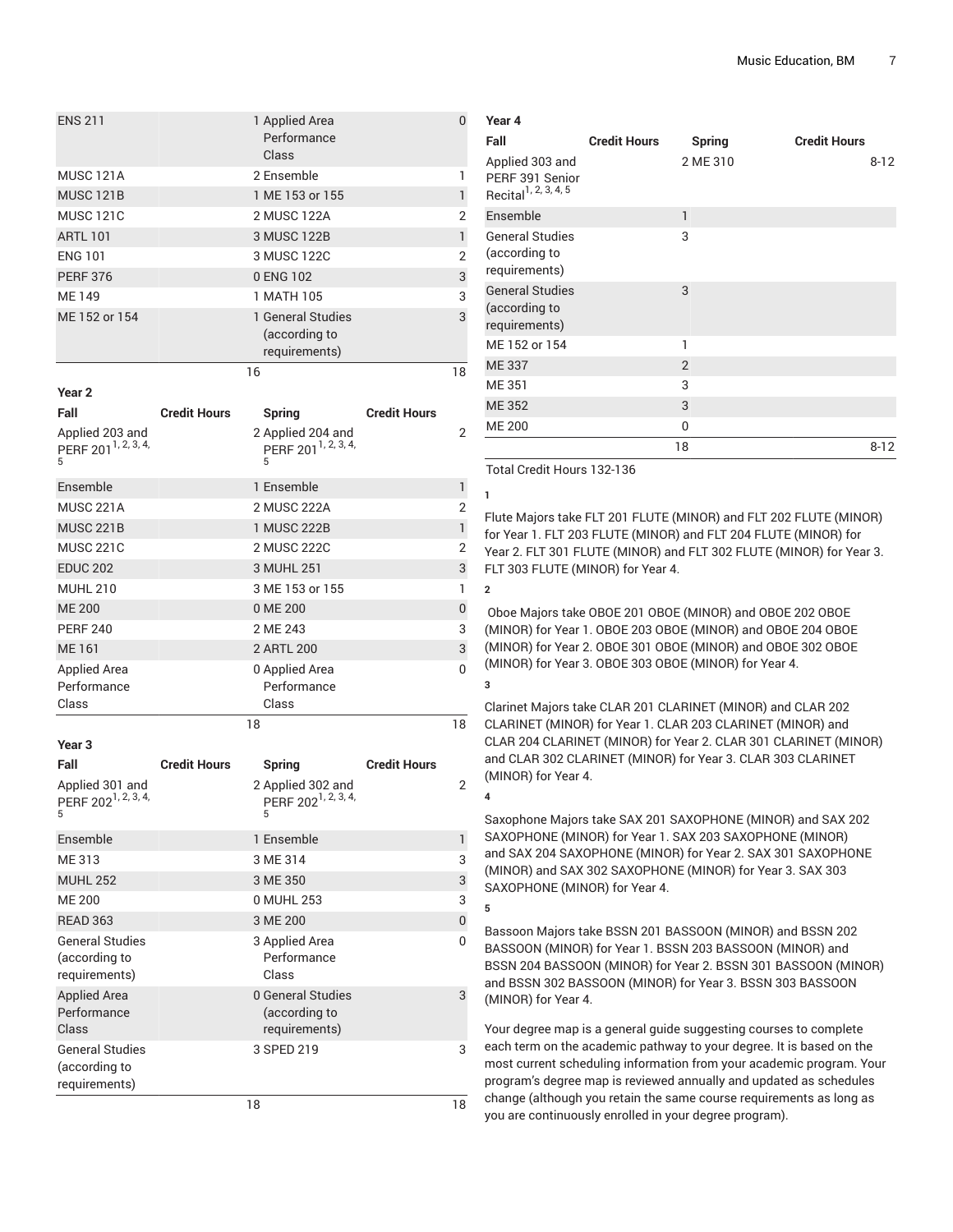| | | | |
|---|---|---|---|
| ENS 211 | 1 | Applied Area Performance Class | 0 |
| MUSC 121A | 2 | Ensemble | 1 |
| MUSC 121B | 1 | ME 153 or 155 | 1 |
| MUSC 121C | 2 | MUSC 122A | 2 |
| ARTL 101 | 3 | MUSC 122B | 1 |
| ENG 101 | 3 | MUSC 122C | 2 |
| PERF 376 | 0 | ENG 102 | 3 |
| ME 149 | 1 | MATH 105 | 3 |
| ME 152 or 154 | 1 | General Studies (according to requirements) | 3 |
| | 16 | | 18 |

**Year 2**

| Fall | Credit Hours | Spring | Credit Hours |
|---|---|---|---|
| Applied 203 and PERF 201[1, 2, 3, 4, 5] | 2 | Applied 204 and PERF 201[1, 2, 3, 4, 5] | 2 |
| Ensemble | 1 | Ensemble | 1 |
| MUSC 221A | 2 | MUSC 222A | 2 |
| MUSC 221B | 1 | MUSC 222B | 1 |
| MUSC 221C | 2 | MUSC 222C | 2 |
| EDUC 202 | 3 | MUHL 251 | 3 |
| MUHL 210 | 3 | ME 153 or 155 | 1 |
| ME 200 | 0 | ME 200 | 0 |
| PERF 240 | 2 | ME 243 | 3 |
| ME 161 | 2 | ARTL 200 | 3 |
| Applied Area Performance Class | 0 | Applied Area Performance Class | 0 |
| | 18 | | 18 |

**Year 3**

| Fall | Credit Hours | Spring | Credit Hours |
|---|---|---|---|
| Applied 301 and PERF 202[1, 2, 3, 4, 5] | 2 | Applied 302 and PERF 202[1, 2, 3, 4, 5] | 2 |
| Ensemble | 1 | Ensemble | 1 |
| ME 313 | 3 | ME 314 | 3 |
| MUHL 252 | 3 | ME 350 | 3 |
| ME 200 | 0 | MUHL 253 | 3 |
| READ 363 | 3 | ME 200 | 0 |
| General Studies (according to requirements) | 3 | Applied Area Performance Class | 0 |
| Applied Area Performance Class | 0 | General Studies (according to requirements) | 3 |
| General Studies (according to requirements) | 3 | SPED 219 | 3 |
| | 18 | | 18 |

**Year 4**

| Fall | Credit Hours | Spring | Credit Hours |
|---|---|---|---|
| Applied 303 and PERF 391 Senior Recital[1, 2, 3, 4, 5] | 2 | ME 310 | 8-12 |
| Ensemble | 1 | | |
| General Studies (according to requirements) | 3 | | |
| General Studies (according to requirements) | 3 | | |
| ME 152 or 154 | 1 | | |
| ME 337 | 2 | | |
| ME 351 | 3 | | |
| ME 352 | 3 | | |
| ME 200 | 0 | | |
| | 18 | | 8-12 |

Total Credit Hours 132-136

**1**

Flute Majors take FLT 201 FLUTE (MINOR) and FLT 202 FLUTE (MINOR) for Year 1. FLT 203 FLUTE (MINOR) and FLT 204 FLUTE (MINOR) for Year 2. FLT 301 FLUTE (MINOR) and FLT 302 FLUTE (MINOR) for Year 3. FLT 303 FLUTE (MINOR) for Year 4.

**2**

Oboe Majors take OBOE 201 OBOE (MINOR) and OBOE 202 OBOE (MINOR) for Year 1. OBOE 203 OBOE (MINOR) and OBOE 204 OBOE (MINOR) for Year 2. OBOE 301 OBOE (MINOR) and OBOE 302 OBOE (MINOR) for Year 3. OBOE 303 OBOE (MINOR) for Year 4.

**3**

Clarinet Majors take CLAR 201 CLARINET (MINOR) and CLAR 202 CLARINET (MINOR) for Year 1. CLAR 203 CLARINET (MINOR) and CLAR 204 CLARINET (MINOR) for Year 2. CLAR 301 CLARINET (MINOR) and CLAR 302 CLARINET (MINOR) for Year 3. CLAR 303 CLARINET (MINOR) for Year 4.

**4**

Saxophone Majors take SAX 201 SAXOPHONE (MINOR) and SAX 202 SAXOPHONE (MINOR) for Year 1. SAX 203 SAXOPHONE (MINOR) and SAX 204 SAXOPHONE (MINOR) for Year 2. SAX 301 SAXOPHONE (MINOR) and SAX 302 SAXOPHONE (MINOR) for Year 3. SAX 303 SAXOPHONE (MINOR) for Year 4.

**5**

Bassoon Majors take BSSN 201 BASSOON (MINOR) and BSSN 202 BASSOON (MINOR) for Year 1. BSSN 203 BASSOON (MINOR) and BSSN 204 BASSOON (MINOR) for Year 2. BSSN 301 BASSOON (MINOR) and BSSN 302 BASSOON (MINOR) for Year 3. BSSN 303 BASSOON (MINOR) for Year 4.

Your degree map is a general guide suggesting courses to complete each term on the academic pathway to your degree. It is based on the most current scheduling information from your academic program. Your program's degree map is reviewed annually and updated as schedules change (although you retain the same course requirements as long as you are continuously enrolled in your degree program).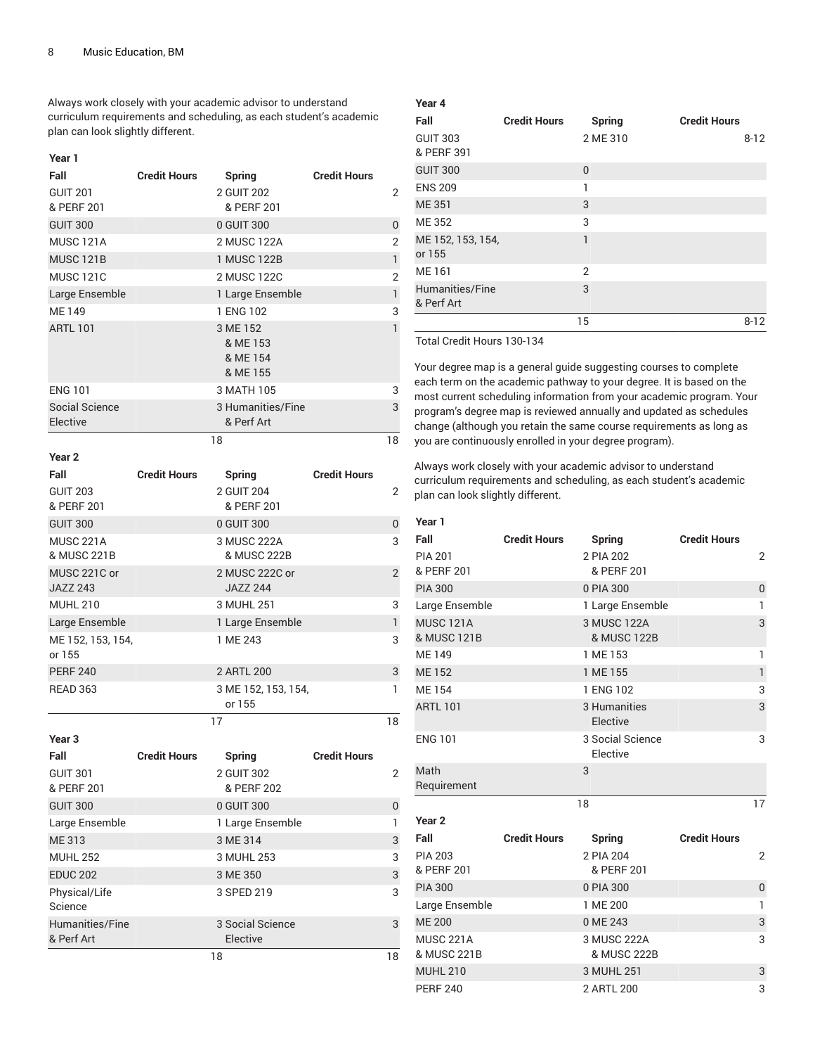Always work closely with your academic advisor to understand curriculum requirements and scheduling, as each student's academic plan can look slightly different.

**Year 1**

| Fall | Credit Hours | Spring | Credit Hours |
|---|---|---|---|
| GUIT 201 & PERF 201 | 2 | GUIT 202 & PERF 201 | 2 |
| GUIT 300 | 0 | GUIT 300 | 0 |
| MUSC 121A | 2 | MUSC 122A | 2 |
| MUSC 121B | 1 | MUSC 122B | 1 |
| MUSC 121C | 2 | MUSC 122C | 2 |
| Large Ensemble | 1 | Large Ensemble | 1 |
| ME 149 | 1 | ENG 102 | 3 |
| ARTL 101 | 3 | ME 152 & ME 153 & ME 154 & ME 155 | 1 |
| ENG 101 | 3 | MATH 105 | 3 |
| Social Science Elective | 3 | Humanities/Fine & Perf Art | 3 |
| | 18 | | 18 |

**Year 2**

| Fall | Credit Hours | Spring | Credit Hours |
|---|---|---|---|
| GUIT 203 & PERF 201 | 2 | GUIT 204 & PERF 201 | 2 |
| GUIT 300 | 0 | GUIT 300 | 0 |
| MUSC 221A & MUSC 221B | 3 | MUSC 222A & MUSC 222B | 3 |
| MUSC 221C or JAZZ 243 | 2 | MUSC 222C or JAZZ 244 | 2 |
| MUHL 210 | 3 | MUHL 251 | 3 |
| Large Ensemble | 1 | Large Ensemble | 1 |
| ME 152, 153, 154, or 155 | 1 | ME 243 | 3 |
| PERF 240 | 2 | ARTL 200 | 3 |
| READ 363 | 3 | ME 152, 153, 154, or 155 | 1 |
| | 17 | | 18 |

**Year 3**

| Fall | Credit Hours | Spring | Credit Hours |
|---|---|---|---|
| GUIT 301 & PERF 201 | 2 | GUIT 302 & PERF 202 | 2 |
| GUIT 300 | 0 | GUIT 300 | 0 |
| Large Ensemble | 1 | Large Ensemble | 1 |
| ME 313 | 3 | ME 314 | 3 |
| MUHL 252 | 3 | MUHL 253 | 3 |
| EDUC 202 | 3 | ME 350 | 3 |
| Physical/Life Science | 3 | SPED 219 | 3 |
| Humanities/Fine & Perf Art | 3 | Social Science Elective | 3 |
| | 18 | | 18 |

**Year 4**

| Fall | Credit Hours | Spring | Credit Hours |
|---|---|---|---|
| GUIT 303 & PERF 391 | 2 | ME 310 | 8-12 |
| GUIT 300 | 0 | | |
| ENS 209 | 1 | | |
| ME 351 | 3 | | |
| ME 352 | 3 | | |
| ME 152, 153, 154, or 155 | 1 | | |
| ME 161 | 2 | | |
| Humanities/Fine & Perf Art | 3 | | |
| | 15 | | 8-12 |

Total Credit Hours 130-134

Your degree map is a general guide suggesting courses to complete each term on the academic pathway to your degree. It is based on the most current scheduling information from your academic program. Your program's degree map is reviewed annually and updated as schedules change (although you retain the same course requirements as long as you are continuously enrolled in your degree program).

Always work closely with your academic advisor to understand curriculum requirements and scheduling, as each student's academic plan can look slightly different.

**Year 1**

| Fall | Credit Hours | Spring | Credit Hours |
|---|---|---|---|
| PIA 201 & PERF 201 | 2 | PIA 202 & PERF 201 | 2 |
| PIA 300 | 0 | PIA 300 | 0 |
| Large Ensemble | 1 | Large Ensemble | 1 |
| MUSC 121A & MUSC 121B | 3 | MUSC 122A & MUSC 122B | 3 |
| ME 149 | 1 | ME 153 | 1 |
| ME 152 | 1 | ME 155 | 1 |
| ME 154 | 1 | ENG 102 | 3 |
| ARTL 101 | 3 | Humanities Elective | 3 |
| ENG 101 | 3 | Social Science Elective | 3 |
| Math Requirement | 3 | | |
| | 18 | | 17 |

**Year 2**

| Fall | Credit Hours | Spring | Credit Hours |
|---|---|---|---|
| PIA 203 & PERF 201 | 2 | PIA 204 & PERF 201 | 2 |
| PIA 300 | 0 | PIA 300 | 0 |
| Large Ensemble | 1 | ME 200 | 1 |
| ME 200 | 0 | ME 243 | 3 |
| MUSC 221A & MUSC 221B | 3 | MUSC 222A & MUSC 222B | 3 |
| MUHL 210 | 3 | MUHL 251 | 3 |
| PERF 240 | 2 | ARTL 200 | 3 |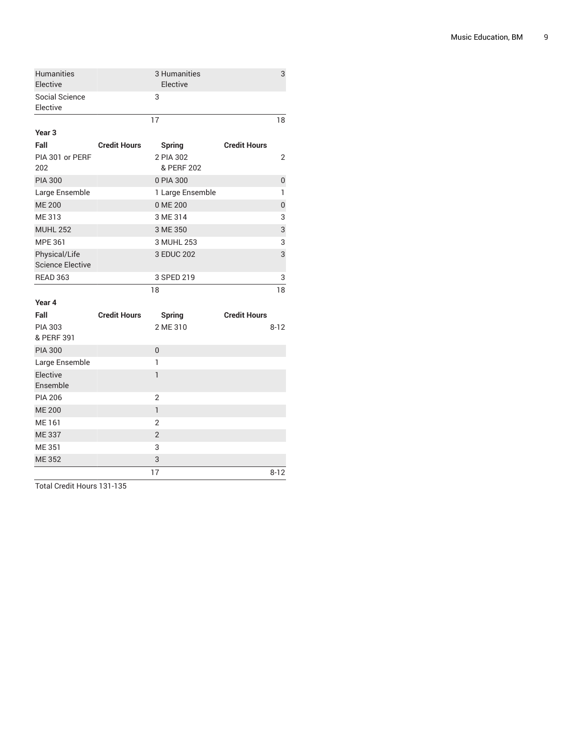| | | | |
|---|---|---|---|
| Humanities Elective | 3 | Humanities Elective | 3 |
| Social Science Elective | 3 | | |
| | 17 | | 18 |

**Year 3**

| Fall | Credit Hours | Spring | Credit Hours |
|---|---|---|---|
| PIA 301 or PERF 202 | 2 | PIA 302<br>& PERF 202 | 2 |
| PIA 300 | 0 | PIA 300 | 0 |
| Large Ensemble | 1 | Large Ensemble | 1 |
| ME 200 | 0 | ME 200 | 0 |
| ME 313 | 3 | ME 314 | 3 |
| MUHL 252 | 3 | ME 350 | 3 |
| MPE 361 | 3 | MUHL 253 | 3 |
| Physical/Life Science Elective | 3 | EDUC 202 | 3 |
| READ 363 | 3 | SPED 219 | 3 |
| | 18 | | 18 |

**Year 4**

| Fall | Credit Hours | Spring | Credit Hours |
|---|---|---|---|
| PIA 303<br>& PERF 391 | 2 | ME 310 | 8-12 |
| PIA 300 | 0 | | |
| Large Ensemble | 1 | | |
| Elective Ensemble | 1 | | |
| PIA 206 | 2 | | |
| ME 200 | 1 | | |
| ME 161 | 2 | | |
| ME 337 | 2 | | |
| ME 351 | 3 | | |
| ME 352 | 3 | | |
| | 17 | | 8-12 |

Total Credit Hours 131-135